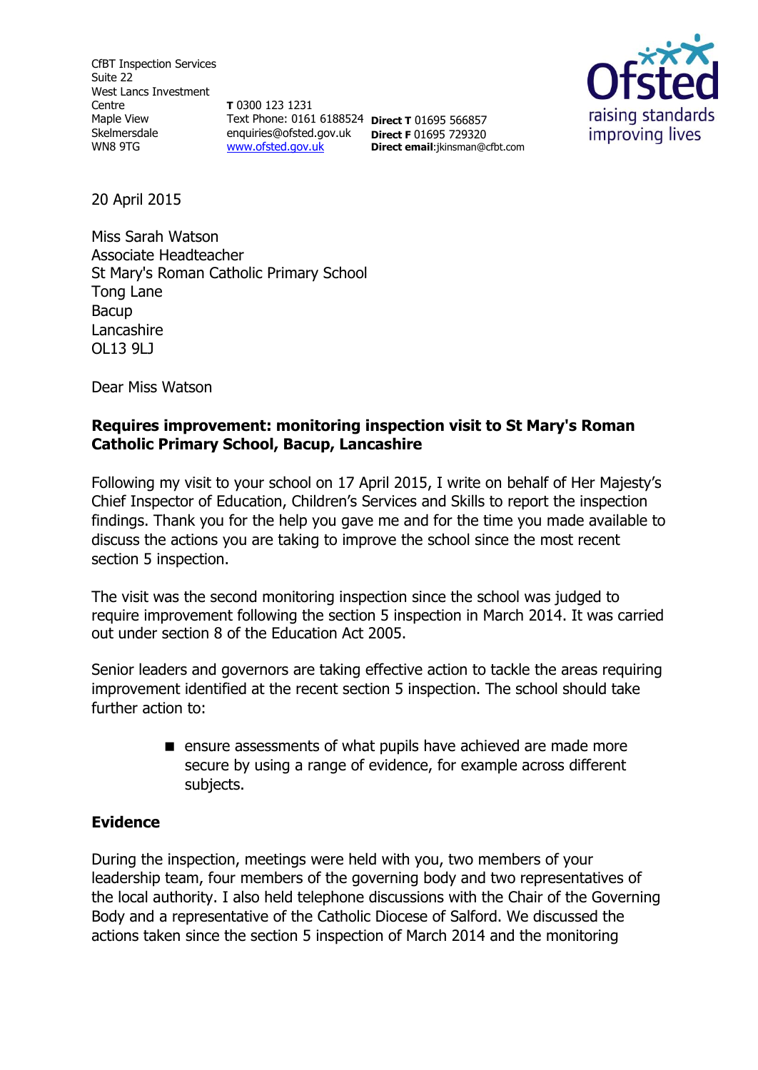CfBT Inspection Services
Suite 22
West Lancs Investment Centre
Maple View
Skelmersdale
WN8 9TG

**T** 0300 123 1231
Text Phone: 0161 6188524
enquiries@ofsted.gov.uk
www.ofsted.gov.uk

**Direct T** 01695 566857
**Direct F** 01695 729320
**Direct email**:jkinsman@cfbt.com

20 April 2015

Miss Sarah Watson
Associate Headteacher
St Mary's Roman Catholic Primary School
Tong Lane
Bacup
Lancashire
OL13 9LJ

Dear Miss Watson

**Requires improvement: monitoring inspection visit to St Mary's Roman Catholic Primary School, Bacup, Lancashire**

Following my visit to your school on 17 April 2015, I write on behalf of Her Majesty's Chief Inspector of Education, Children's Services and Skills to report the inspection findings. Thank you for the help you gave me and for the time you made available to discuss the actions you are taking to improve the school since the most recent section 5 inspection.

The visit was the second monitoring inspection since the school was judged to require improvement following the section 5 inspection in March 2014. It was carried out under section 8 of the Education Act 2005.

Senior leaders and governors are taking effective action to tackle the areas requiring improvement identified at the recent section 5 inspection. The school should take further action to:

- ensure assessments of what pupils have achieved are made more secure by using a range of evidence, for example across different subjects.

**Evidence**

During the inspection, meetings were held with you, two members of your leadership team, four members of the governing body and two representatives of the local authority. I also held telephone discussions with the Chair of the Governing Body and a representative of the Catholic Diocese of Salford. We discussed the actions taken since the section 5 inspection of March 2014 and the monitoring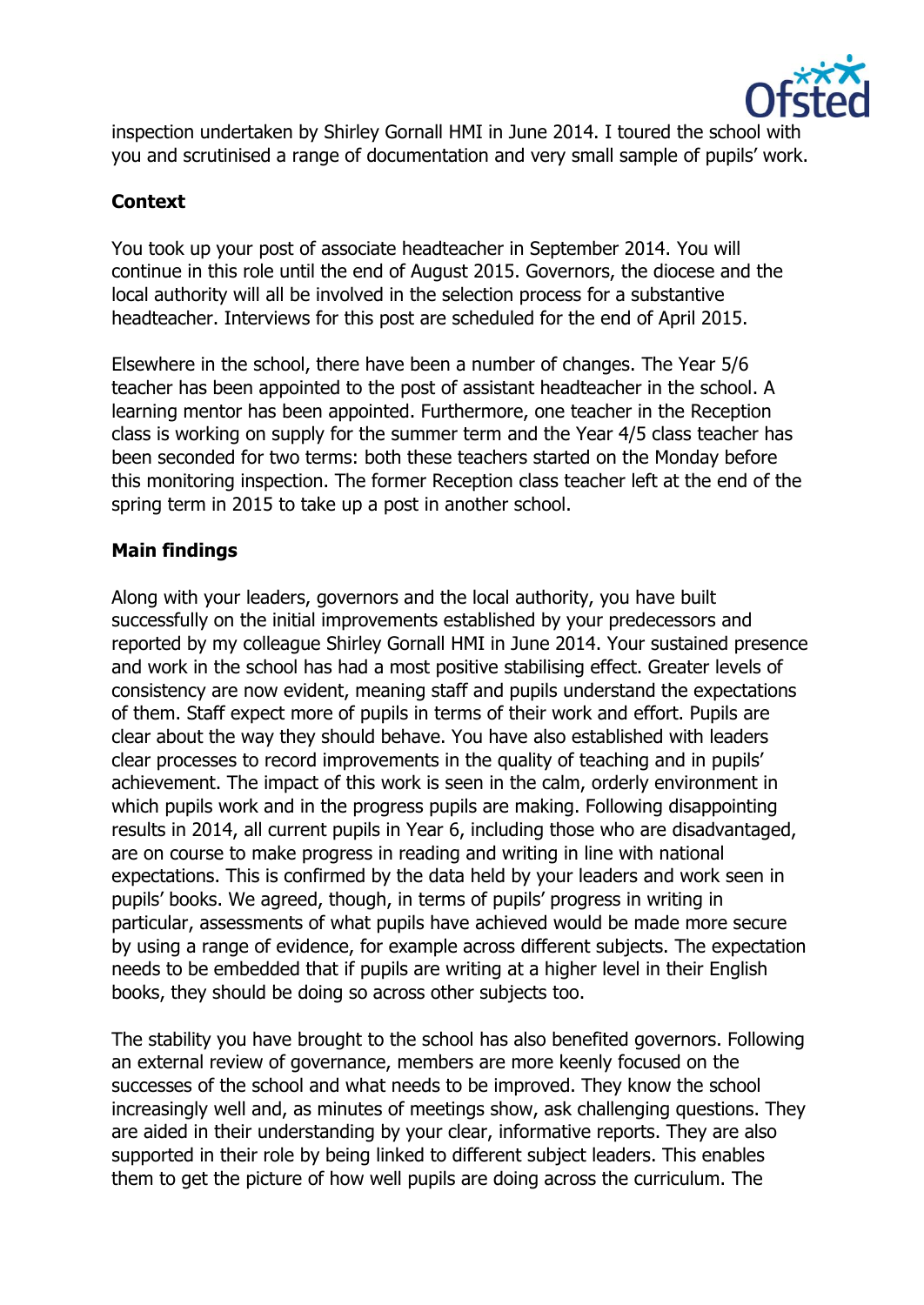inspection undertaken by Shirley Gornall HMI in June 2014. I toured the school with you and scrutinised a range of documentation and very small sample of pupils' work.

## Context

You took up your post of associate headteacher in September 2014. You will continue in this role until the end of August 2015. Governors, the diocese and the local authority will all be involved in the selection process for a substantive headteacher. Interviews for this post are scheduled for the end of April 2015.

Elsewhere in the school, there have been a number of changes. The Year 5/6 teacher has been appointed to the post of assistant headteacher in the school. A learning mentor has been appointed. Furthermore, one teacher in the Reception class is working on supply for the summer term and the Year 4/5 class teacher has been seconded for two terms: both these teachers started on the Monday before this monitoring inspection. The former Reception class teacher left at the end of the spring term in 2015 to take up a post in another school.

## Main findings

Along with your leaders, governors and the local authority, you have built successfully on the initial improvements established by your predecessors and reported by my colleague Shirley Gornall HMI in June 2014. Your sustained presence and work in the school has had a most positive stabilising effect. Greater levels of consistency are now evident, meaning staff and pupils understand the expectations of them. Staff expect more of pupils in terms of their work and effort. Pupils are clear about the way they should behave. You have also established with leaders clear processes to record improvements in the quality of teaching and in pupils' achievement. The impact of this work is seen in the calm, orderly environment in which pupils work and in the progress pupils are making. Following disappointing results in 2014, all current pupils in Year 6, including those who are disadvantaged, are on course to make progress in reading and writing in line with national expectations. This is confirmed by the data held by your leaders and work seen in pupils' books. We agreed, though, in terms of pupils' progress in writing in particular, assessments of what pupils have achieved would be made more secure by using a range of evidence, for example across different subjects. The expectation needs to be embedded that if pupils are writing at a higher level in their English books, they should be doing so across other subjects too.

The stability you have brought to the school has also benefited governors. Following an external review of governance, members are more keenly focused on the successes of the school and what needs to be improved. They know the school increasingly well and, as minutes of meetings show, ask challenging questions. They are aided in their understanding by your clear, informative reports. They are also supported in their role by being linked to different subject leaders. This enables them to get the picture of how well pupils are doing across the curriculum. The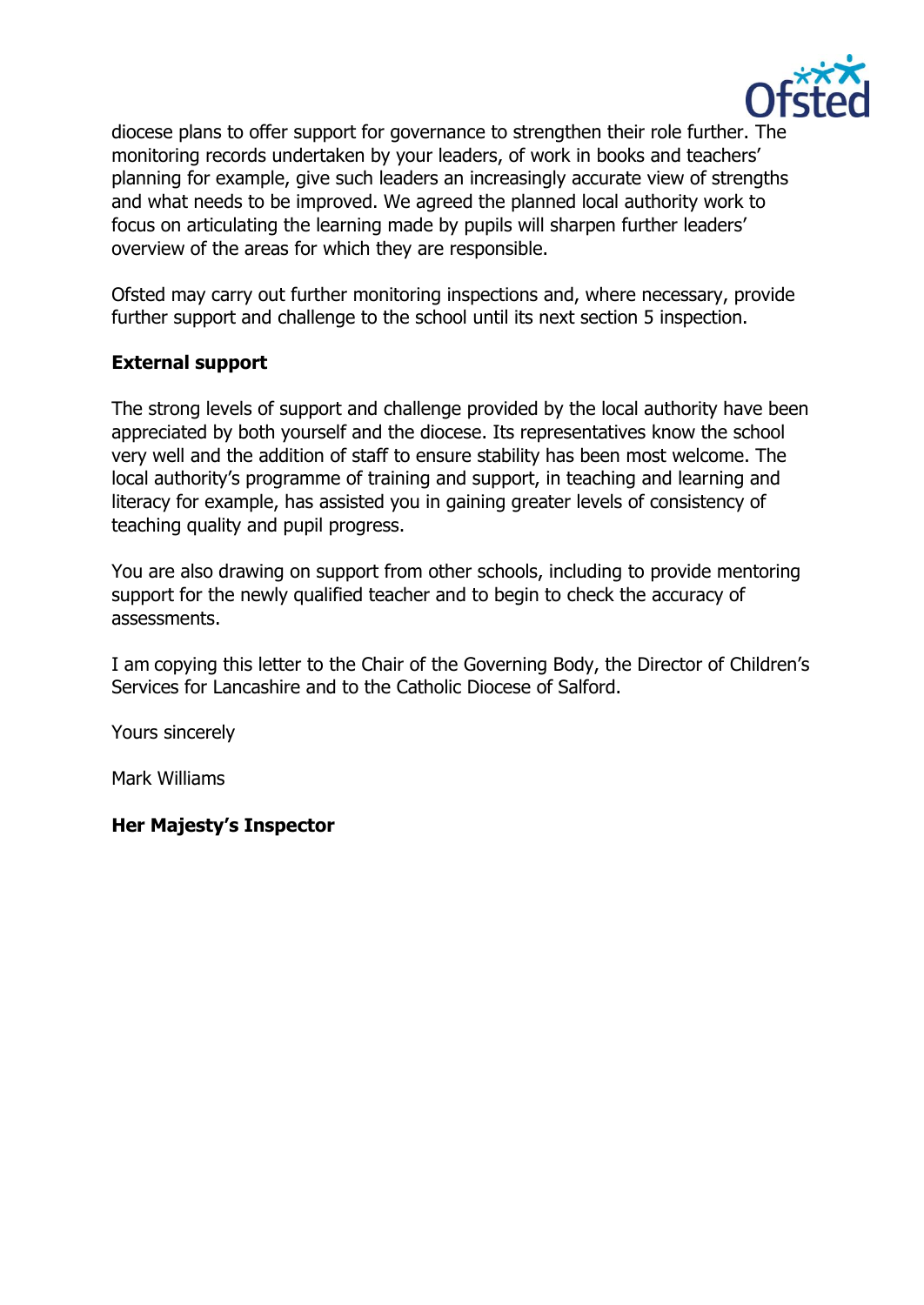diocese plans to offer support for governance to strengthen their role further. The monitoring records undertaken by your leaders, of work in books and teachers' planning for example, give such leaders an increasingly accurate view of strengths and what needs to be improved. We agreed the planned local authority work to focus on articulating the learning made by pupils will sharpen further leaders' overview of the areas for which they are responsible.

Ofsted may carry out further monitoring inspections and, where necessary, provide further support and challenge to the school until its next section 5 inspection.

**External support**

The strong levels of support and challenge provided by the local authority have been appreciated by both yourself and the diocese. Its representatives know the school very well and the addition of staff to ensure stability has been most welcome. The local authority's programme of training and support, in teaching and learning and literacy for example, has assisted you in gaining greater levels of consistency of teaching quality and pupil progress.

You are also drawing on support from other schools, including to provide mentoring support for the newly qualified teacher and to begin to check the accuracy of assessments.

I am copying this letter to the Chair of the Governing Body, the Director of Children's Services for Lancashire and to the Catholic Diocese of Salford.

Yours sincerely

Mark Williams

**Her Majesty's Inspector**